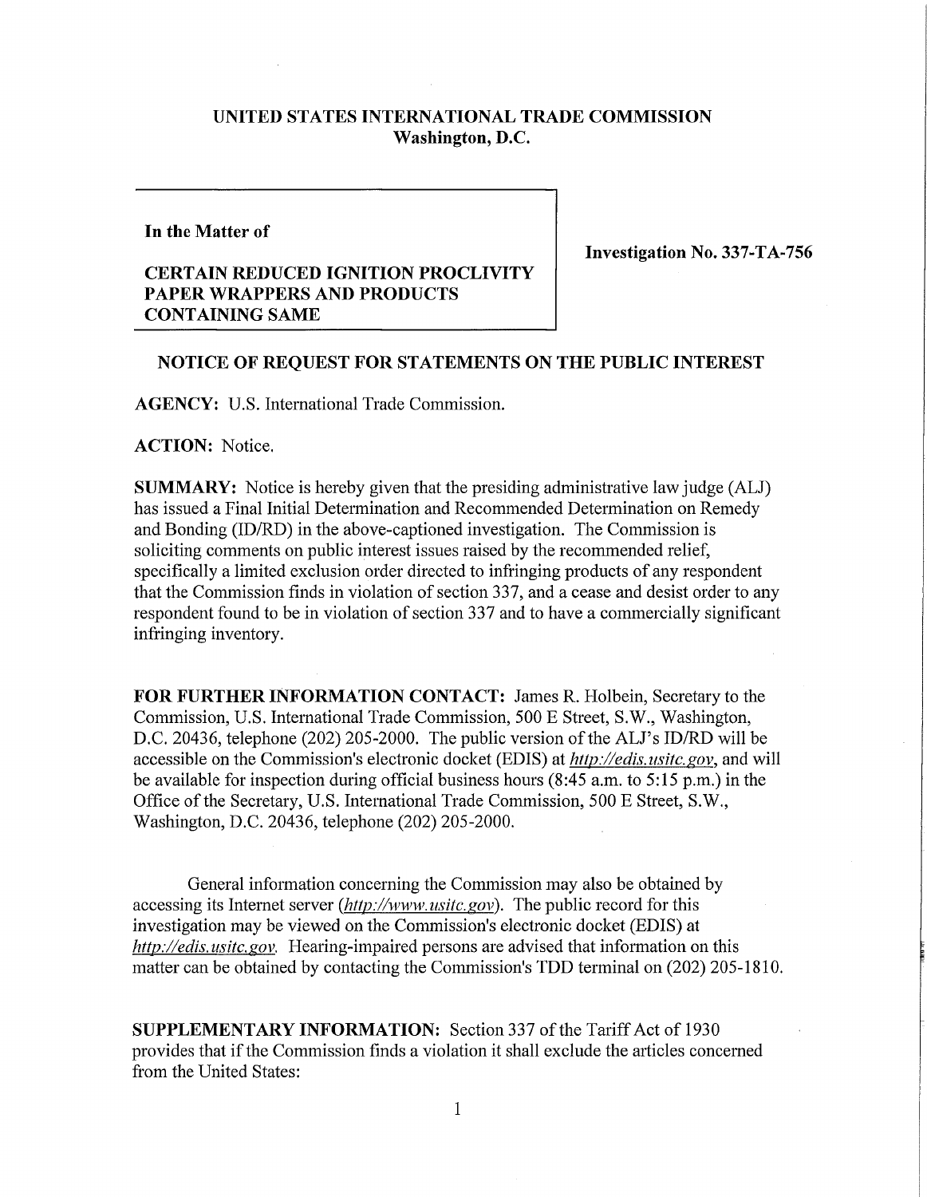**UNITED STATES INTERNATIONAL TRADE COMMISSION**
**Washington, D.C.**

**In the Matter of**

**CERTAIN REDUCED IGNITION PROCLIVITY PAPER WRAPPERS AND PRODUCTS CONTAINING SAME**

**Investigation No. 337-TA-756**

**NOTICE OF REQUEST FOR STATEMENTS ON THE PUBLIC INTEREST**

**AGENCY:** U.S. International Trade Commission.

**ACTION:** Notice.

**SUMMARY:** Notice is hereby given that the presiding administrative law judge (ALJ) has issued a Final Initial Determination and Recommended Determination on Remedy and Bonding (ID/RD) in the above-captioned investigation. The Commission is soliciting comments on public interest issues raised by the recommended relief, specifically a limited exclusion order directed to infringing products of any respondent that the Commission finds in violation of section 337, and a cease and desist order to any respondent found to be in violation of section 337 and to have a commercially significant infringing inventory.

**FOR FURTHER INFORMATION CONTACT:** James R. Holbein, Secretary to the Commission, U.S. International Trade Commission, 500 E Street, S.W., Washington, D.C. 20436, telephone (202) 205-2000. The public version of the ALJ's ID/RD will be accessible on the Commission's electronic docket (EDIS) at *http://edis.usitc.gov*, and will be available for inspection during official business hours (8:45 a.m. to 5:15 p.m.) in the Office of the Secretary, U.S. International Trade Commission, 500 E Street, S.W., Washington, D.C. 20436, telephone (202) 205-2000.

General information concerning the Commission may also be obtained by accessing its Internet server (*http://www.usitc.gov*). The public record for this investigation may be viewed on the Commission's electronic docket (EDIS) at *http://edis.usitc.gov*. Hearing-impaired persons are advised that information on this matter can be obtained by contacting the Commission's TDD terminal on (202) 205-1810.

**SUPPLEMENTARY INFORMATION:** Section 337 of the Tariff Act of 1930 provides that if the Commission finds a violation it shall exclude the articles concerned from the United States: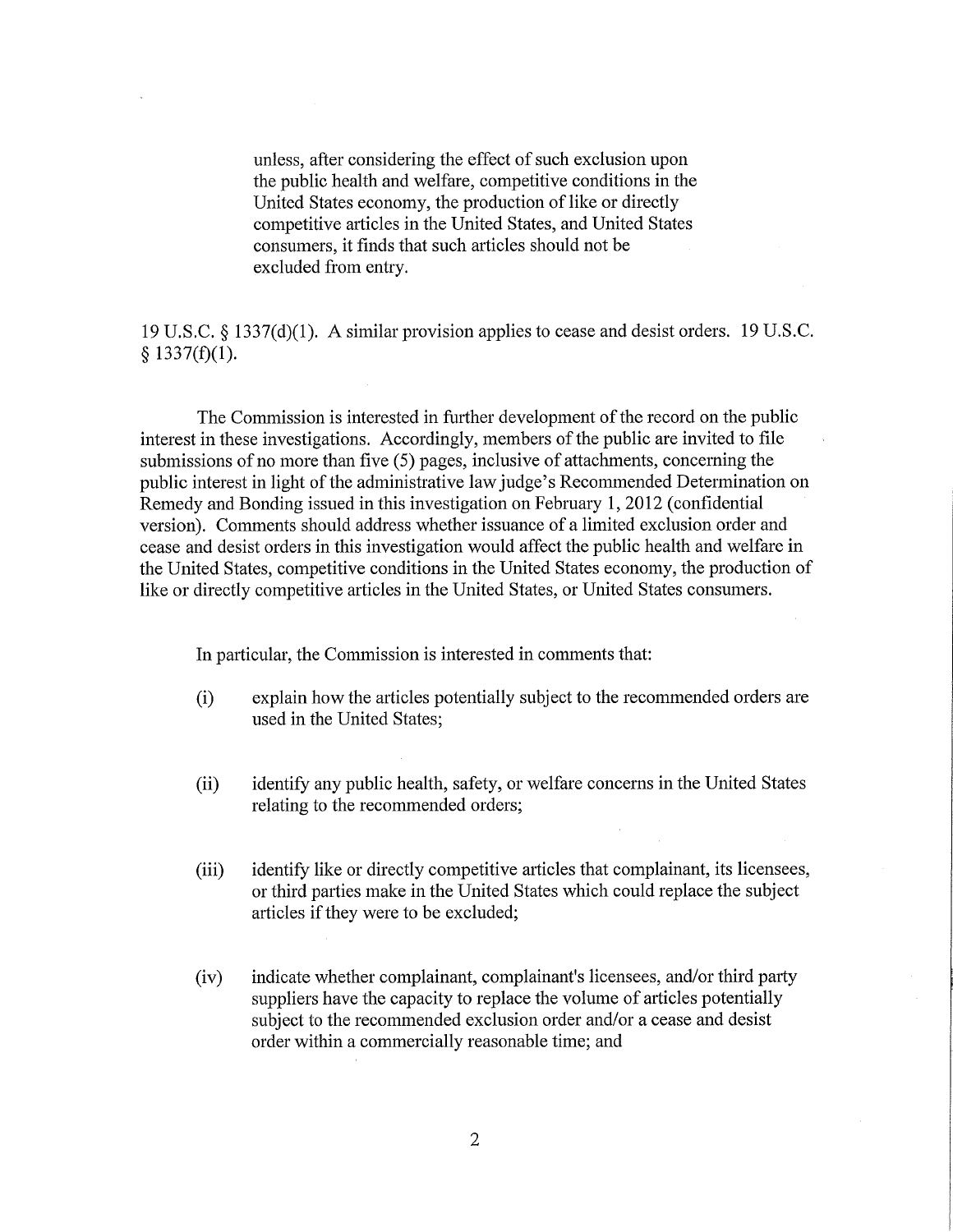> unless, after considering the effect of such exclusion upon the public health and welfare, competitive conditions in the United States economy, the production of like or directly competitive articles in the United States, and United States consumers, it finds that such articles should not be excluded from entry.

19 U.S.C. § 1337(d)(1). A similar provision applies to cease and desist orders. 19 U.S.C. § 1337(f)(1).

The Commission is interested in further development of the record on the public interest in these investigations. Accordingly, members of the public are invited to file submissions of no more than five (5) pages, inclusive of attachments, concerning the public interest in light of the administrative law judge's Recommended Determination on Remedy and Bonding issued in this investigation on February 1, 2012 (confidential version). Comments should address whether issuance of a limited exclusion order and cease and desist orders in this investigation would affect the public health and welfare in the United States, competitive conditions in the United States economy, the production of like or directly competitive articles in the United States, or United States consumers.

In particular, the Commission is interested in comments that:

(i) explain how the articles potentially subject to the recommended orders are used in the United States;

(ii) identify any public health, safety, or welfare concerns in the United States relating to the recommended orders;

(iii) identify like or directly competitive articles that complainant, its licensees, or third parties make in the United States which could replace the subject articles if they were to be excluded;

(iv) indicate whether complainant, complainant's licensees, and/or third party suppliers have the capacity to replace the volume of articles potentially subject to the recommended exclusion order and/or a cease and desist order within a commercially reasonable time; and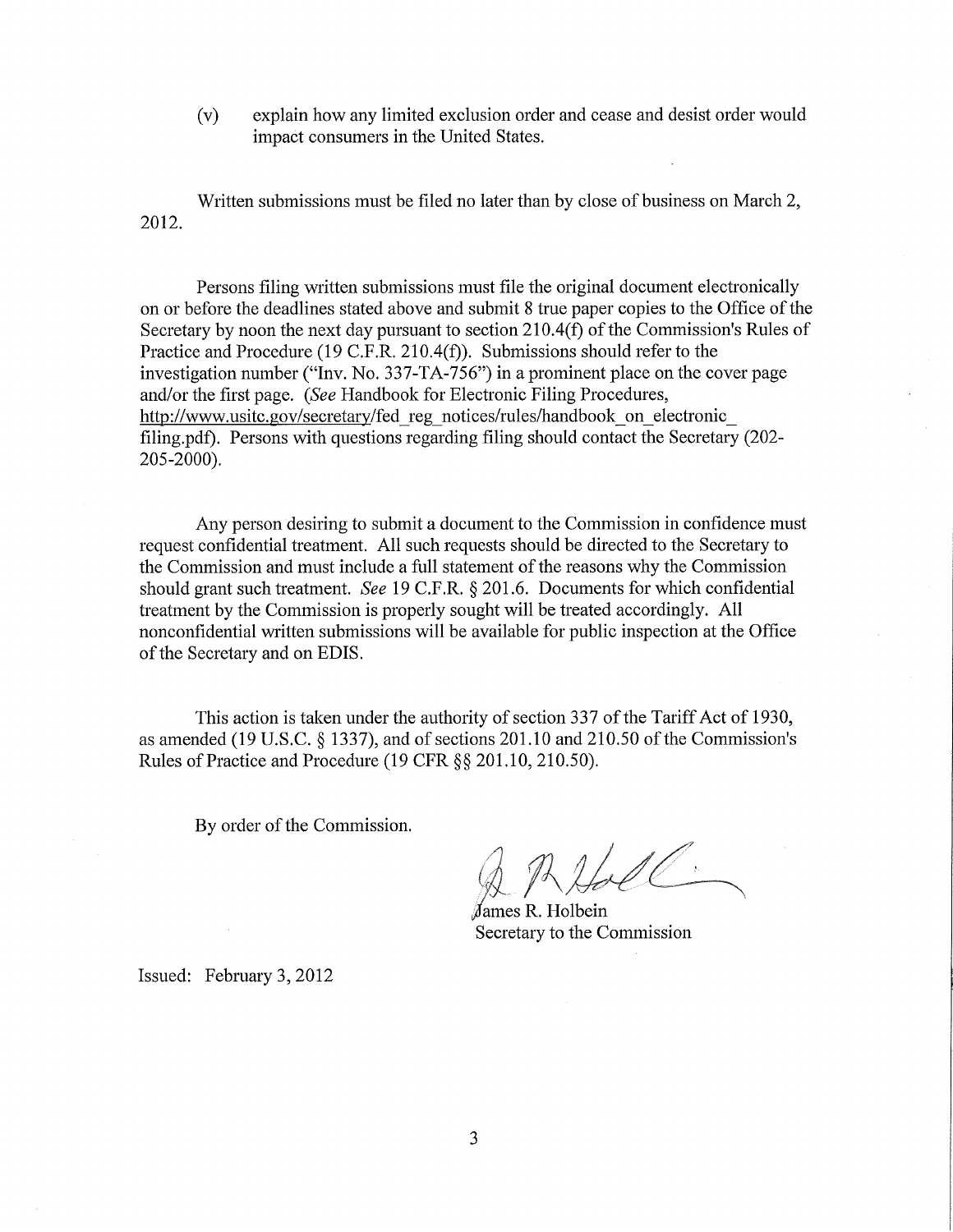(v) explain how any limited exclusion order and cease and desist order would impact consumers in the United States.

Written submissions must be filed no later than by close of business on March 2, 2012.

Persons filing written submissions must file the original document electronically on or before the deadlines stated above and submit 8 true paper copies to the Office of the Secretary by noon the next day pursuant to section 210.4(f) of the Commission's Rules of Practice and Procedure (19 C.F.R. 210.4(f)). Submissions should refer to the investigation number ("Inv. No. 337-TA-756") in a prominent place on the cover page and/or the first page. (*See* Handbook for Electronic Filing Procedures, http://www.usitc.gov/secretary/fed_reg_notices/rules/handbook_on_electronic_filing.pdf). Persons with questions regarding filing should contact the Secretary (202-205-2000).

Any person desiring to submit a document to the Commission in confidence must request confidential treatment. All such requests should be directed to the Secretary to the Commission and must include a full statement of the reasons why the Commission should grant such treatment. *See* 19 C.F.R. § 201.6. Documents for which confidential treatment by the Commission is properly sought will be treated accordingly. All nonconfidential written submissions will be available for public inspection at the Office of the Secretary and on EDIS.

This action is taken under the authority of section 337 of the Tariff Act of 1930, as amended (19 U.S.C. § 1337), and of sections 201.10 and 210.50 of the Commission's Rules of Practice and Procedure (19 CFR §§ 201.10, 210.50).

By order of the Commission.

James R. Holbein
Secretary to the Commission

Issued: February 3, 2012